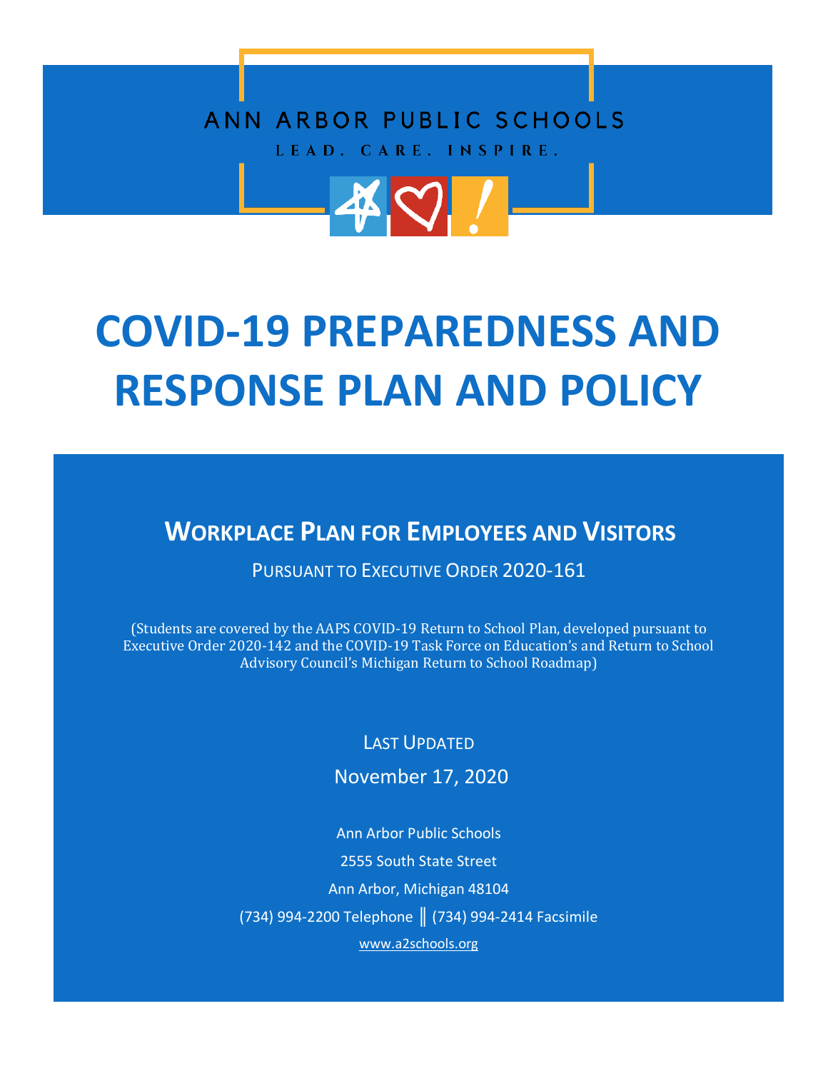ANN ARBOR PUBLIC SCHOOLS

LEAD. CARE. INSPIRE.

# COVID-19 PREPAREDNESS AND RESPONSE PLAN AND POLICY

## WORKPLACE PLAN FOR EMPLOYEES AND VISITORS

PURSUANT TO EXECUTIVE ORDER 2020-161

(Students are covered by the AAPS COVID-19 Return to School Plan, developed pursuant to Executive Order 2020-142 and the COVID-19 Task Force on Education's and Return to School Advisory Council's Michigan Return to School Roadmap)

LAST UPDATED

November 17, 2020

Ann Arbor Public Schools

2555 South State Street

Ann Arbor, Michigan 48104

(734) 994-2200 Telephone ‖ (734) 994-2414 Facsimile

www.a2schools.org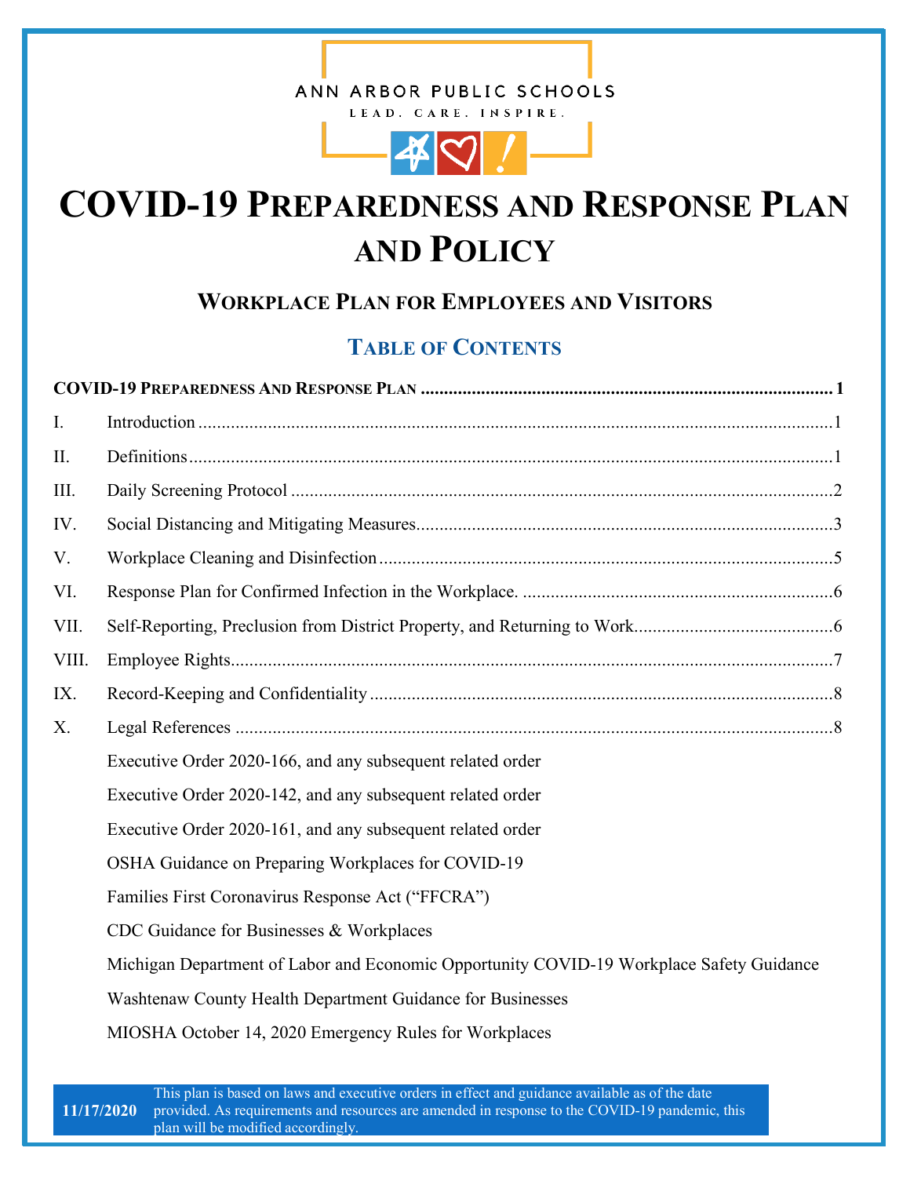ANN ARBOR PUBLIC SCHOOLS

LEAD. CARE. INSPIRE.

# COVID-19 Preparedness and Response Plan and Policy

## Workplace Plan for Employees and Visitors

### Table of Contents

**COVID-19 Preparedness And Response Plan ........ 1**

I. Introduction ........ 1

II. Definitions ........ 1

III. Daily Screening Protocol ........ 2

IV. Social Distancing and Mitigating Measures ........ 3

V. Workplace Cleaning and Disinfection ........ 5

VI. Response Plan for Confirmed Infection in the Workplace. ........ 6

VII. Self-Reporting, Preclusion from District Property, and Returning to Work ........ 6

VIII. Employee Rights ........ 7

IX. Record-Keeping and Confidentiality ........ 8

X. Legal References ........ 8

- Executive Order 2020-166, and any subsequent related order
- Executive Order 2020-142, and any subsequent related order
- Executive Order 2020-161, and any subsequent related order
- OSHA Guidance on Preparing Workplaces for COVID-19
- Families First Coronavirus Response Act ("FFCRA")
- CDC Guidance for Businesses & Workplaces
- Michigan Department of Labor and Economic Opportunity COVID-19 Workplace Safety Guidance
- Washtenaw County Health Department Guidance for Businesses
- MIOSHA October 14, 2020 Emergency Rules for Workplaces

**11/17/2020** This plan is based on laws and executive orders in effect and guidance available as of the date provided. As requirements and resources are amended in response to the COVID-19 pandemic, this plan will be modified accordingly.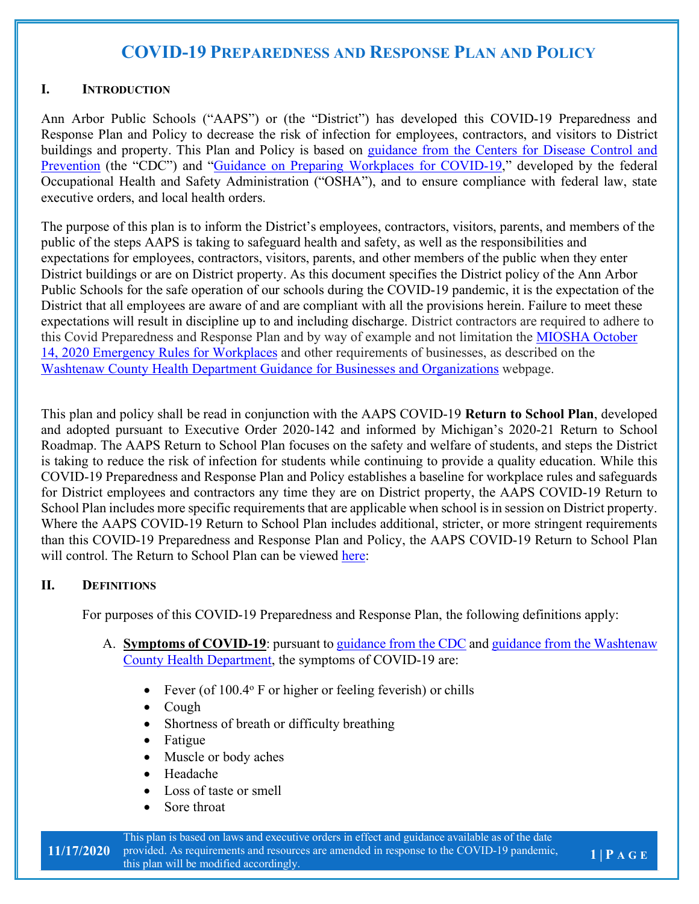# COVID-19 PREPAREDNESS AND RESPONSE PLAN AND POLICY

## I. INTRODUCTION

Ann Arbor Public Schools ("AAPS") or (the "District") has developed this COVID-19 Preparedness and Response Plan and Policy to decrease the risk of infection for employees, contractors, and visitors to District buildings and property. This Plan and Policy is based on guidance from the Centers for Disease Control and Prevention (the "CDC") and "Guidance on Preparing Workplaces for COVID-19," developed by the federal Occupational Health and Safety Administration ("OSHA"), and to ensure compliance with federal law, state executive orders, and local health orders.

The purpose of this plan is to inform the District's employees, contractors, visitors, parents, and members of the public of the steps AAPS is taking to safeguard health and safety, as well as the responsibilities and expectations for employees, contractors, visitors, parents, and other members of the public when they enter District buildings or are on District property. As this document specifies the District policy of the Ann Arbor Public Schools for the safe operation of our schools during the COVID-19 pandemic, it is the expectation of the District that all employees are aware of and are compliant with all the provisions herein. Failure to meet these expectations will result in discipline up to and including discharge. District contractors are required to adhere to this Covid Preparedness and Response Plan and by way of example and not limitation the MIOSHA October 14, 2020 Emergency Rules for Workplaces and other requirements of businesses, as described on the Washtenaw County Health Department Guidance for Businesses and Organizations webpage.

This plan and policy shall be read in conjunction with the AAPS COVID-19 **Return to School Plan**, developed and adopted pursuant to Executive Order 2020-142 and informed by Michigan's 2020-21 Return to School Roadmap. The AAPS Return to School Plan focuses on the safety and welfare of students, and steps the District is taking to reduce the risk of infection for students while continuing to provide a quality education. While this COVID-19 Preparedness and Response Plan and Policy establishes a baseline for workplace rules and safeguards for District employees and contractors any time they are on District property, the AAPS COVID-19 Return to School Plan includes more specific requirements that are applicable when school is in session on District property. Where the AAPS COVID-19 Return to School Plan includes additional, stricter, or more stringent requirements than this COVID-19 Preparedness and Response Plan and Policy, the AAPS COVID-19 Return to School Plan will control. The Return to School Plan can be viewed here:

## II. DEFINITIONS

For purposes of this COVID-19 Preparedness and Response Plan, the following definitions apply:

A. **Symptoms of COVID-19**: pursuant to guidance from the CDC and guidance from the Washtenaw County Health Department, the symptoms of COVID-19 are:

- Fever (of 100.4° F or higher or feeling feverish) or chills
- Cough
- Shortness of breath or difficulty breathing
- Fatigue
- Muscle or body aches
- Headache
- Loss of taste or smell
- Sore throat

11/17/2020 This plan is based on laws and executive orders in effect and guidance available as of the date provided. As requirements and resources are amended in response to the COVID-19 pandemic, this plan will be modified accordingly.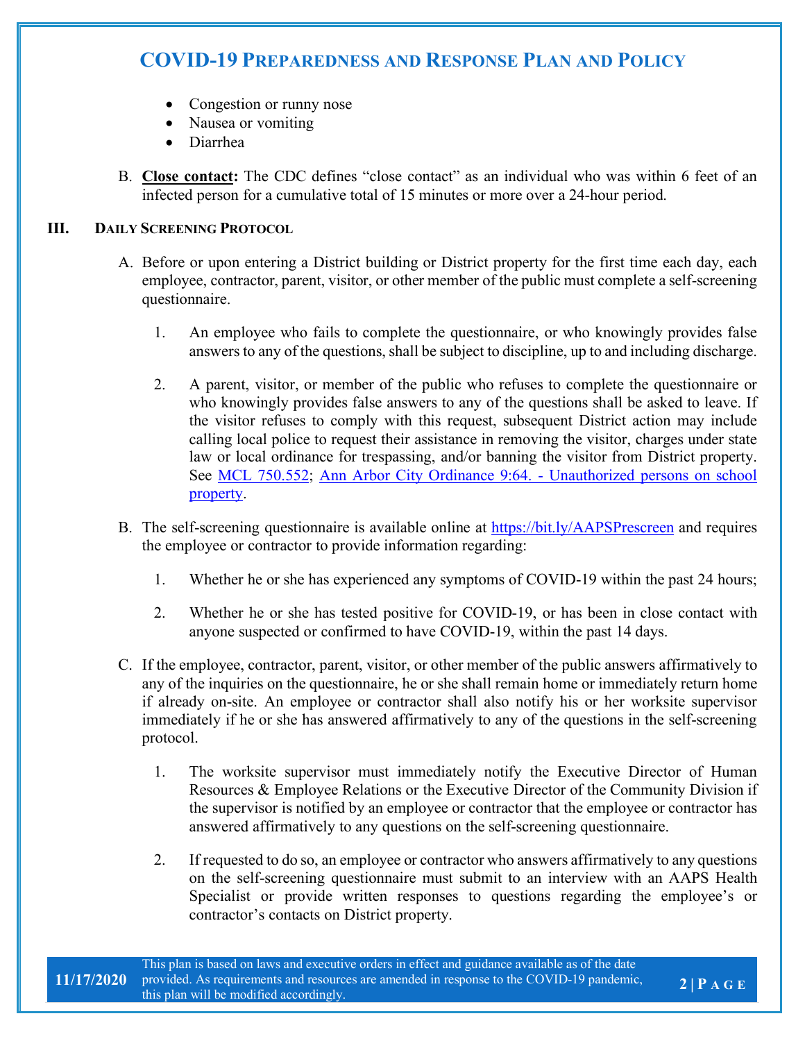- Congestion or runny nose
- Nausea or vomiting
- Diarrhea

B. **<u>Close contact</u>:** The CDC defines "close contact" as an individual who was within 6 feet of an infected person for a cumulative total of 15 minutes or more over a 24-hour period.

## III. Daily Screening Protocol

A. Before or upon entering a District building or District property for the first time each day, each employee, contractor, parent, visitor, or other member of the public must complete a self-screening questionnaire.

1. An employee who fails to complete the questionnaire, or who knowingly provides false answers to any of the questions, shall be subject to discipline, up to and including discharge.

2. A parent, visitor, or member of the public who refuses to complete the questionnaire or who knowingly provides false answers to any of the questions shall be asked to leave. If the visitor refuses to comply with this request, subsequent District action may include calling local police to request their assistance in removing the visitor, charges under state law or local ordinance for trespassing, and/or banning the visitor from District property. See [MCL 750.552](); [Ann Arbor City Ordinance 9:64. - Unauthorized persons on school property]().

B. The self-screening questionnaire is available online at [https://bit.ly/AAPSPrescreen](https://bit.ly/AAPSPrescreen) and requires the employee or contractor to provide information regarding:

1. Whether he or she has experienced any symptoms of COVID-19 within the past 24 hours;

2. Whether he or she has tested positive for COVID-19, or has been in close contact with anyone suspected or confirmed to have COVID-19, within the past 14 days.

C. If the employee, contractor, parent, visitor, or other member of the public answers affirmatively to any of the inquiries on the questionnaire, he or she shall remain home or immediately return home if already on-site. An employee or contractor shall also notify his or her worksite supervisor immediately if he or she has answered affirmatively to any of the questions in the self-screening protocol.

1. The worksite supervisor must immediately notify the Executive Director of Human Resources & Employee Relations or the Executive Director of the Community Division if the supervisor is notified by an employee or contractor that the employee or contractor has answered affirmatively to any questions on the self-screening questionnaire.

2. If requested to do so, an employee or contractor who answers affirmatively to any questions on the self-screening questionnaire must submit to an interview with an AAPS Health Specialist or provide written responses to questions regarding the employee's or contractor's contacts on District property.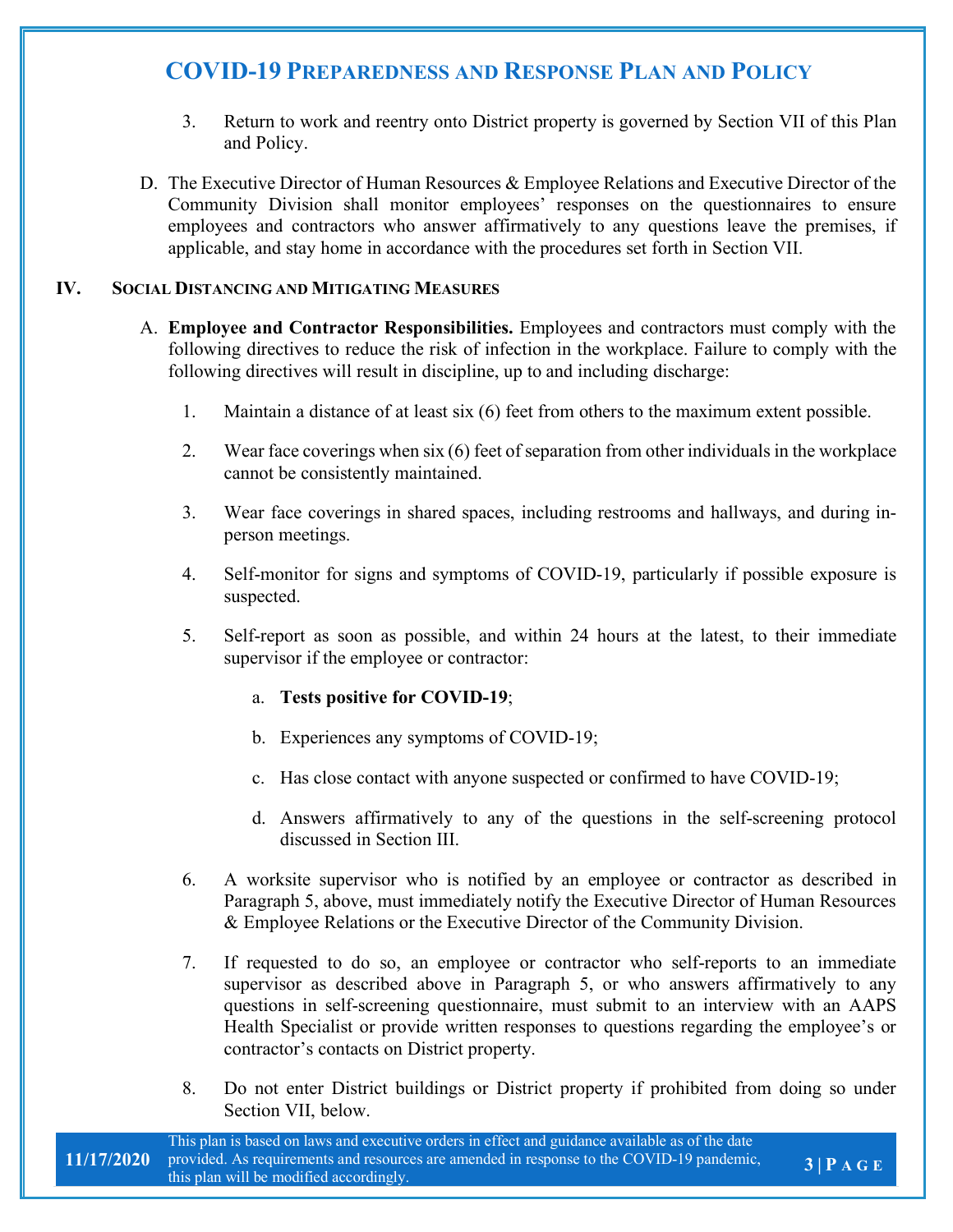3. Return to work and reentry onto District property is governed by Section VII of this Plan and Policy.

D. The Executive Director of Human Resources & Employee Relations and Executive Director of the Community Division shall monitor employees' responses on the questionnaires to ensure employees and contractors who answer affirmatively to any questions leave the premises, if applicable, and stay home in accordance with the procedures set forth in Section VII.

## IV. Social Distancing and Mitigating Measures

A. **Employee and Contractor Responsibilities.** Employees and contractors must comply with the following directives to reduce the risk of infection in the workplace. Failure to comply with the following directives will result in discipline, up to and including discharge:

1. Maintain a distance of at least six (6) feet from others to the maximum extent possible.

2. Wear face coverings when six (6) feet of separation from other individuals in the workplace cannot be consistently maintained.

3. Wear face coverings in shared spaces, including restrooms and hallways, and during in-person meetings.

4. Self-monitor for signs and symptoms of COVID-19, particularly if possible exposure is suspected.

5. Self-report as soon as possible, and within 24 hours at the latest, to their immediate supervisor if the employee or contractor:

   a. **Tests positive for COVID-19**;

   b. Experiences any symptoms of COVID-19;

   c. Has close contact with anyone suspected or confirmed to have COVID-19;

   d. Answers affirmatively to any of the questions in the self-screening protocol discussed in Section III.

6. A worksite supervisor who is notified by an employee or contractor as described in Paragraph 5, above, must immediately notify the Executive Director of Human Resources & Employee Relations or the Executive Director of the Community Division.

7. If requested to do so, an employee or contractor who self-reports to an immediate supervisor as described above in Paragraph 5, or who answers affirmatively to any questions in self-screening questionnaire, must submit to an interview with an AAPS Health Specialist or provide written responses to questions regarding the employee's or contractor's contacts on District property.

8. Do not enter District buildings or District property if prohibited from doing so under Section VII, below.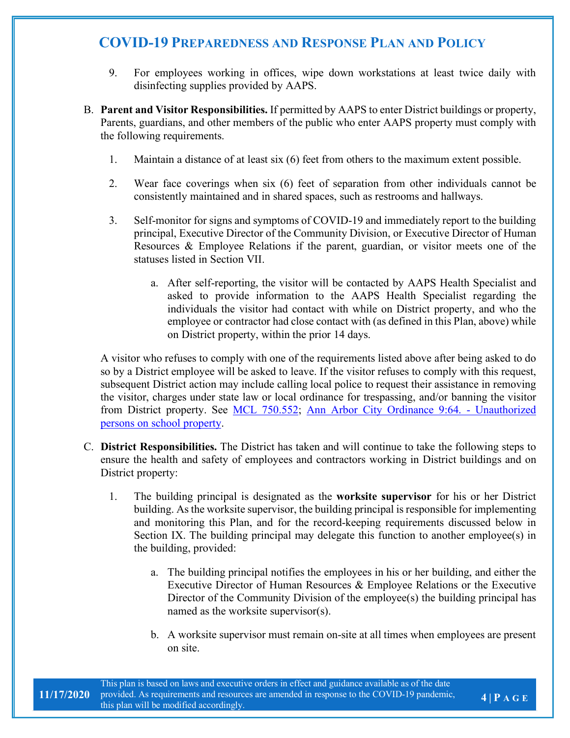9. For employees working in offices, wipe down workstations at least twice daily with disinfecting supplies provided by AAPS.

B. **Parent and Visitor Responsibilities.** If permitted by AAPS to enter District buildings or property, Parents, guardians, and other members of the public who enter AAPS property must comply with the following requirements.

   1. Maintain a distance of at least six (6) feet from others to the maximum extent possible.

   2. Wear face coverings when six (6) feet of separation from other individuals cannot be consistently maintained and in shared spaces, such as restrooms and hallways.

   3. Self-monitor for signs and symptoms of COVID-19 and immediately report to the building principal, Executive Director of the Community Division, or Executive Director of Human Resources & Employee Relations if the parent, guardian, or visitor meets one of the statuses listed in Section VII.

      a. After self-reporting, the visitor will be contacted by AAPS Health Specialist and asked to provide information to the AAPS Health Specialist regarding the individuals the visitor had contact with while on District property, and who the employee or contractor had close contact with (as defined in this Plan, above) while on District property, within the prior 14 days.

A visitor who refuses to comply with one of the requirements listed above after being asked to do so by a District employee will be asked to leave. If the visitor refuses to comply with this request, subsequent District action may include calling local police to request their assistance in removing the visitor, charges under state law or local ordinance for trespassing, and/or banning the visitor from District property. See MCL 750.552; Ann Arbor City Ordinance 9:64. - Unauthorized persons on school property.

C. **District Responsibilities.** The District has taken and will continue to take the following steps to ensure the health and safety of employees and contractors working in District buildings and on District property:

   1. The building principal is designated as the **worksite supervisor** for his or her District building. As the worksite supervisor, the building principal is responsible for implementing and monitoring this Plan, and for the record-keeping requirements discussed below in Section IX. The building principal may delegate this function to another employee(s) in the building, provided:

      a. The building principal notifies the employees in his or her building, and either the Executive Director of Human Resources & Employee Relations or the Executive Director of the Community Division of the employee(s) the building principal has named as the worksite supervisor(s).

      b. A worksite supervisor must remain on-site at all times when employees are present on site.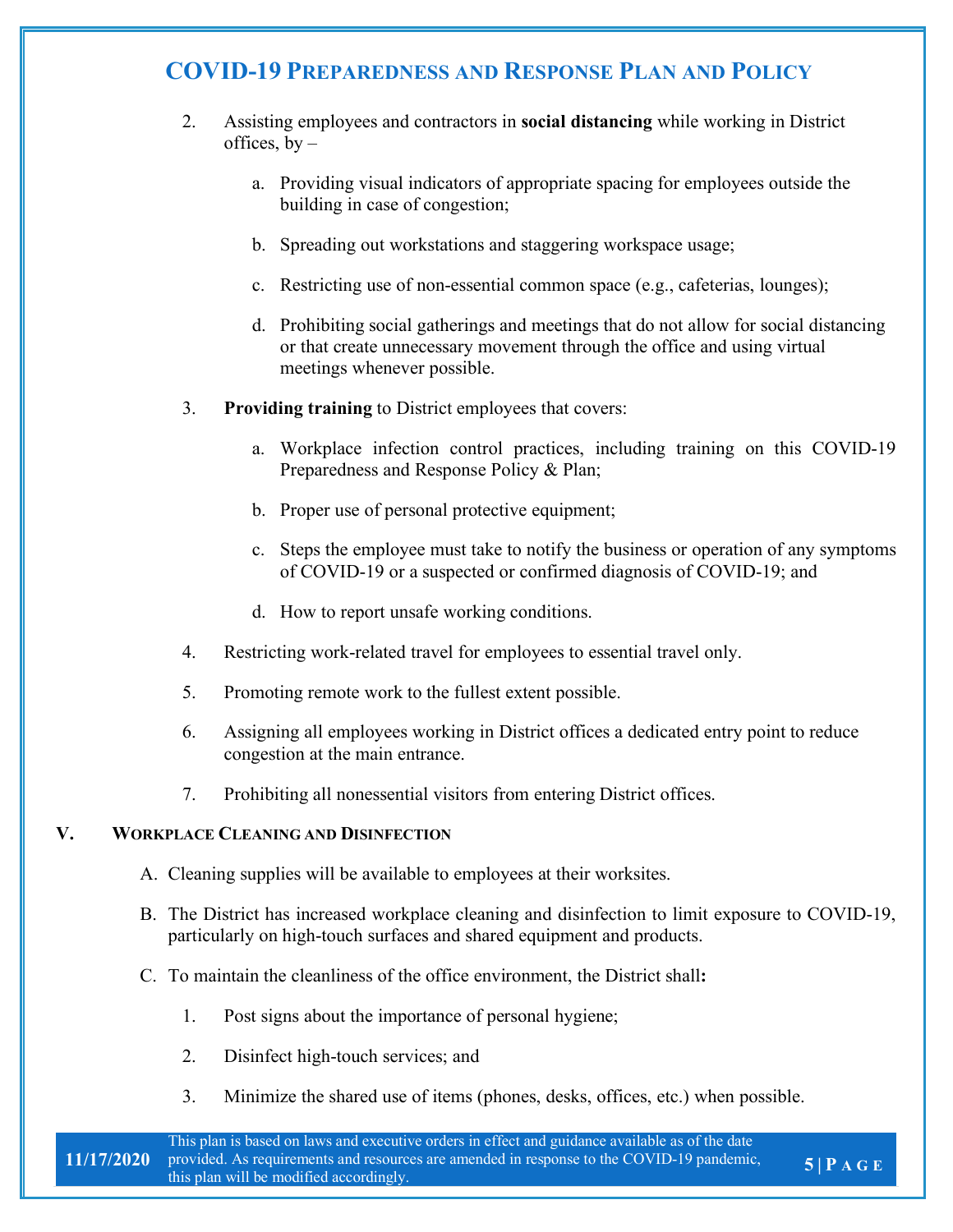2. Assisting employees and contractors in **social distancing** while working in District offices, by –

    a. Providing visual indicators of appropriate spacing for employees outside the building in case of congestion;

    b. Spreading out workstations and staggering workspace usage;

    c. Restricting use of non-essential common space (e.g., cafeterias, lounges);

    d. Prohibiting social gatherings and meetings that do not allow for social distancing or that create unnecessary movement through the office and using virtual meetings whenever possible.

3. **Providing training** to District employees that covers:

    a. Workplace infection control practices, including training on this COVID-19 Preparedness and Response Policy & Plan;

    b. Proper use of personal protective equipment;

    c. Steps the employee must take to notify the business or operation of any symptoms of COVID-19 or a suspected or confirmed diagnosis of COVID-19; and

    d. How to report unsafe working conditions.

4. Restricting work-related travel for employees to essential travel only.

5. Promoting remote work to the fullest extent possible.

6. Assigning all employees working in District offices a dedicated entry point to reduce congestion at the main entrance.

7. Prohibiting all nonessential visitors from entering District offices.

## V. Workplace Cleaning and Disinfection

A. Cleaning supplies will be available to employees at their worksites.

B. The District has increased workplace cleaning and disinfection to limit exposure to COVID-19, particularly on high-touch surfaces and shared equipment and products.

C. To maintain the cleanliness of the office environment, the District shall**:**

1. Post signs about the importance of personal hygiene;

2. Disinfect high-touch services; and

3. Minimize the shared use of items (phones, desks, offices, etc.) when possible.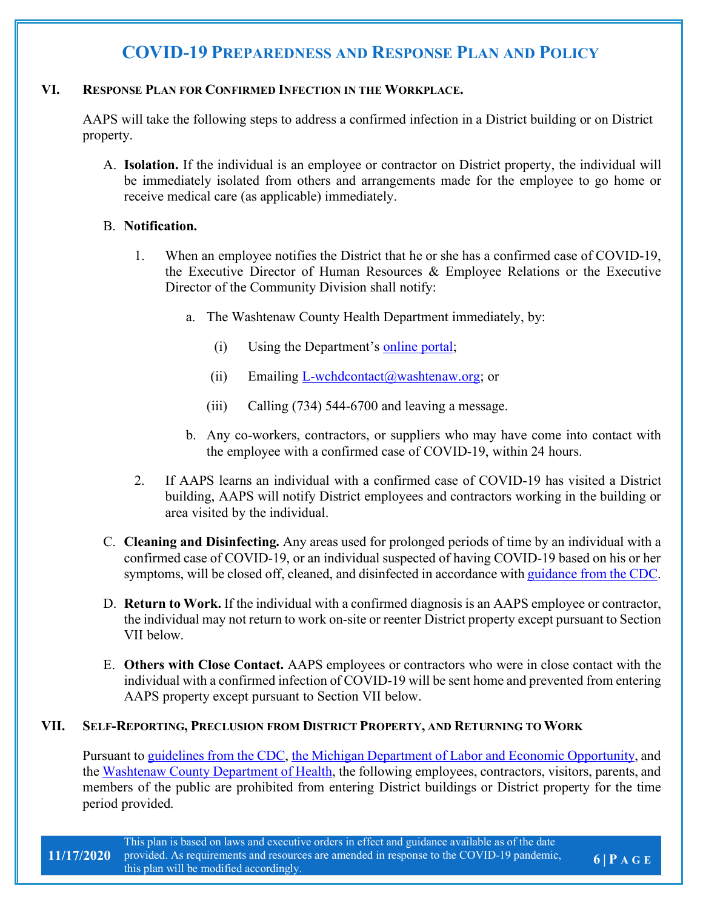# COVID-19 Preparedness and Response Plan and Policy

## VI. Response Plan for Confirmed Infection in the Workplace.

AAPS will take the following steps to address a confirmed infection in a District building or on District property.

A. **Isolation.** If the individual is an employee or contractor on District property, the individual will be immediately isolated from others and arrangements made for the employee to go home or receive medical care (as applicable) immediately.

B. **Notification.**

1. When an employee notifies the District that he or she has a confirmed case of COVID-19, the Executive Director of Human Resources & Employee Relations or the Executive Director of the Community Division shall notify:

   a. The Washtenaw County Health Department immediately, by:

      (i) Using the Department's online portal;

      (ii) Emailing L-wchdcontact@washtenaw.org; or

      (iii) Calling (734) 544-6700 and leaving a message.

   b. Any co-workers, contractors, or suppliers who may have come into contact with the employee with a confirmed case of COVID-19, within 24 hours.

2. If AAPS learns an individual with a confirmed case of COVID-19 has visited a District building, AAPS will notify District employees and contractors working in the building or area visited by the individual.

C. **Cleaning and Disinfecting.** Any areas used for prolonged periods of time by an individual with a confirmed case of COVID-19, or an individual suspected of having COVID-19 based on his or her symptoms, will be closed off, cleaned, and disinfected in accordance with guidance from the CDC.

D. **Return to Work.** If the individual with a confirmed diagnosis is an AAPS employee or contractor, the individual may not return to work on-site or reenter District property except pursuant to Section VII below.

E. **Others with Close Contact.** AAPS employees or contractors who were in close contact with the individual with a confirmed infection of COVID-19 will be sent home and prevented from entering AAPS property except pursuant to Section VII below.

## VII. Self-Reporting, Preclusion from District Property, and Returning to Work

Pursuant to guidelines from the CDC, the Michigan Department of Labor and Economic Opportunity, and the Washtenaw County Department of Health, the following employees, contractors, visitors, parents, and members of the public are prohibited from entering District buildings or District property for the time period provided.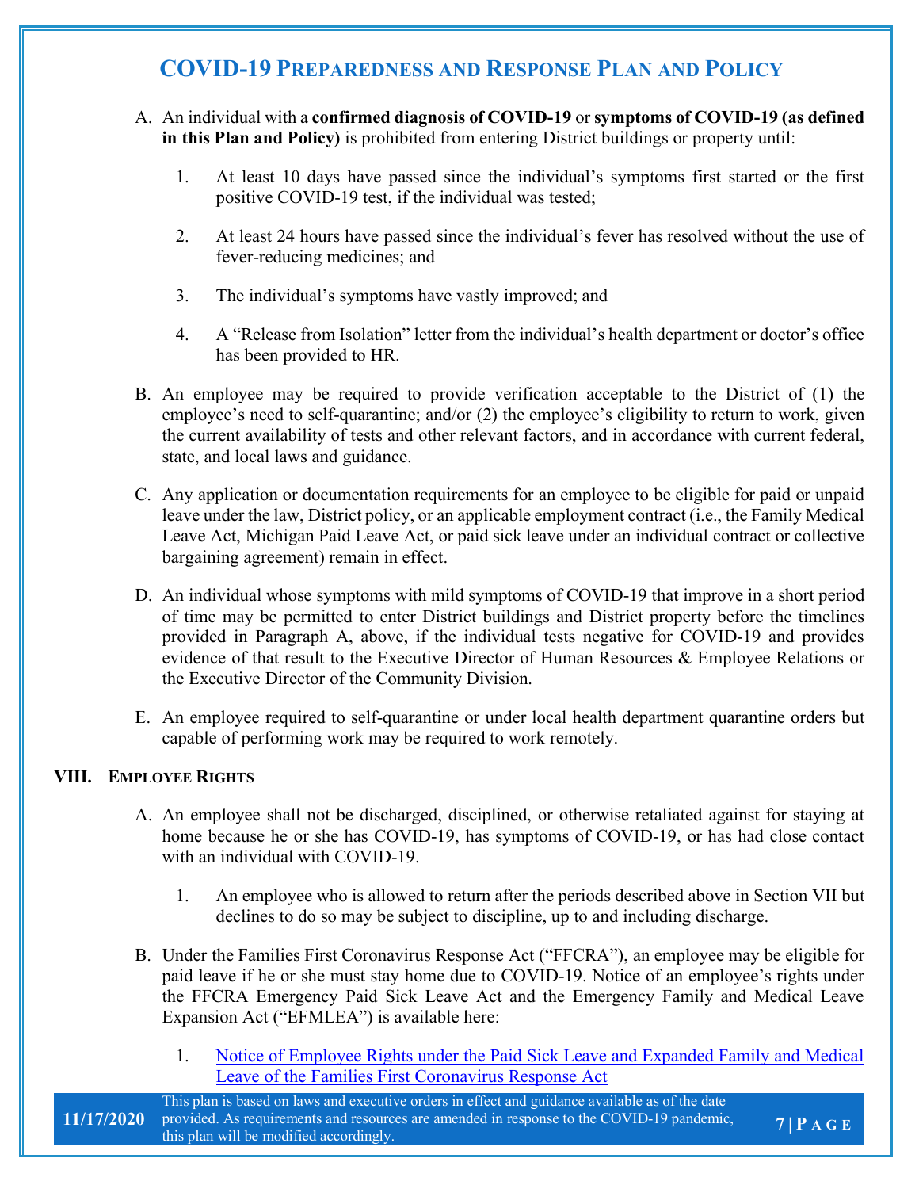A. An individual with a **confirmed diagnosis of COVID-19** or **symptoms of COVID-19 (as defined in this Plan and Policy)** is prohibited from entering District buildings or property until:

   1. At least 10 days have passed since the individual's symptoms first started or the first positive COVID-19 test, if the individual was tested;

   2. At least 24 hours have passed since the individual's fever has resolved without the use of fever-reducing medicines; and

   3. The individual's symptoms have vastly improved; and

   4. A "Release from Isolation" letter from the individual's health department or doctor's office has been provided to HR.

B. An employee may be required to provide verification acceptable to the District of (1) the employee's need to self-quarantine; and/or (2) the employee's eligibility to return to work, given the current availability of tests and other relevant factors, and in accordance with current federal, state, and local laws and guidance.

C. Any application or documentation requirements for an employee to be eligible for paid or unpaid leave under the law, District policy, or an applicable employment contract (i.e., the Family Medical Leave Act, Michigan Paid Leave Act, or paid sick leave under an individual contract or collective bargaining agreement) remain in effect.

D. An individual whose symptoms with mild symptoms of COVID-19 that improve in a short period of time may be permitted to enter District buildings and District property before the timelines provided in Paragraph A, above, if the individual tests negative for COVID-19 and provides evidence of that result to the Executive Director of Human Resources & Employee Relations or the Executive Director of the Community Division.

E. An employee required to self-quarantine or under local health department quarantine orders but capable of performing work may be required to work remotely.

## VIII. Employee Rights

A. An employee shall not be discharged, disciplined, or otherwise retaliated against for staying at home because he or she has COVID-19, has symptoms of COVID-19, or has had close contact with an individual with COVID-19.

   1. An employee who is allowed to return after the periods described above in Section VII but declines to do so may be subject to discipline, up to and including discharge.

B. Under the Families First Coronavirus Response Act ("FFCRA"), an employee may be eligible for paid leave if he or she must stay home due to COVID-19. Notice of an employee's rights under the FFCRA Emergency Paid Sick Leave Act and the Emergency Family and Medical Leave Expansion Act ("EFMLEA") is available here:

   1. Notice of Employee Rights under the Paid Sick Leave and Expanded Family and Medical Leave of the Families First Coronavirus Response Act

11/17/2020 This plan is based on laws and executive orders in effect and guidance available as of the date provided. As requirements and resources are amended in response to the COVID-19 pandemic, this plan will be modified accordingly.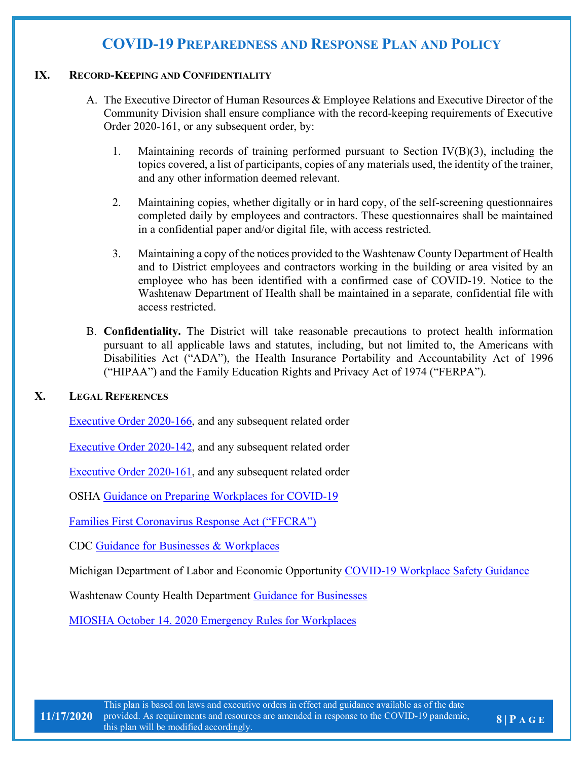# COVID-19 Preparedness and Response Plan and Policy

## IX. Record-Keeping and Confidentiality

A. The Executive Director of Human Resources & Employee Relations and Executive Director of the Community Division shall ensure compliance with the record-keeping requirements of Executive Order 2020-161, or any subsequent order, by:

1. Maintaining records of training performed pursuant to Section IV(B)(3), including the topics covered, a list of participants, copies of any materials used, the identity of the trainer, and any other information deemed relevant.

2. Maintaining copies, whether digitally or in hard copy, of the self-screening questionnaires completed daily by employees and contractors. These questionnaires shall be maintained in a confidential paper and/or digital file, with access restricted.

3. Maintaining a copy of the notices provided to the Washtenaw County Department of Health and to District employees and contractors working in the building or area visited by an employee who has been identified with a confirmed case of COVID-19. Notice to the Washtenaw Department of Health shall be maintained in a separate, confidential file with access restricted.

B. **Confidentiality.** The District will take reasonable precautions to protect health information pursuant to all applicable laws and statutes, including, but not limited to, the Americans with Disabilities Act ("ADA"), the Health Insurance Portability and Accountability Act of 1996 ("HIPAA") and the Family Education Rights and Privacy Act of 1974 ("FERPA").

## X. Legal References

Executive Order 2020-166, and any subsequent related order

Executive Order 2020-142, and any subsequent related order

Executive Order 2020-161, and any subsequent related order

OSHA Guidance on Preparing Workplaces for COVID-19

Families First Coronavirus Response Act ("FFCRA")

CDC Guidance for Businesses & Workplaces

Michigan Department of Labor and Economic Opportunity COVID-19 Workplace Safety Guidance

Washtenaw County Health Department Guidance for Businesses

MIOSHA October 14, 2020 Emergency Rules for Workplaces

11/17/2020 — This plan is based on laws and executive orders in effect and guidance available as of the date provided. As requirements and resources are amended in response to the COVID-19 pandemic, this plan will be modified accordingly.